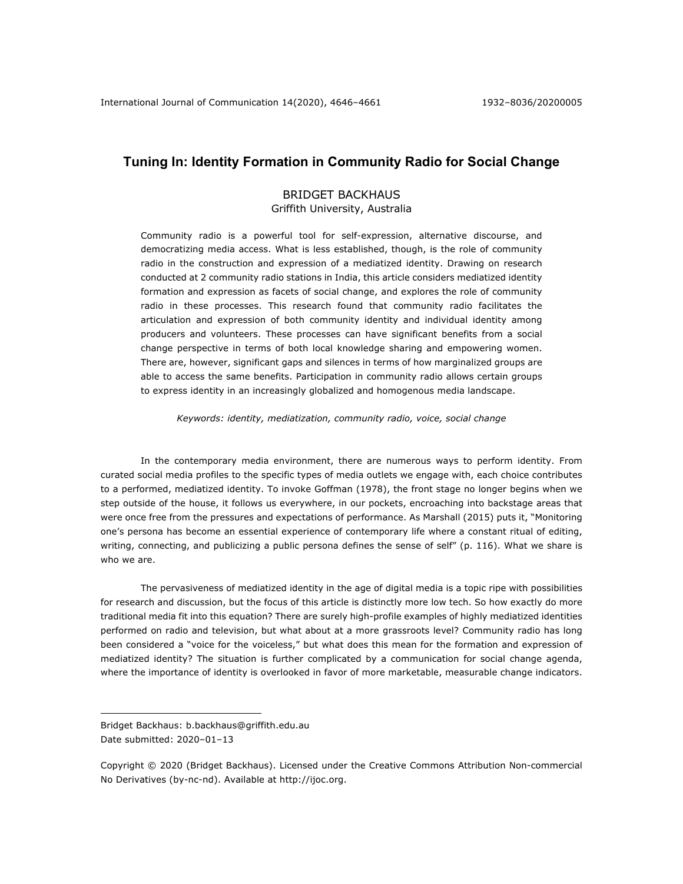# Tuning In: Identity Formation in Community Radio for Social Change

BRIDGET BACKHAUS
Griffith University, Australia

Community radio is a powerful tool for self-expression, alternative discourse, and democratizing media access. What is less established, though, is the role of community radio in the construction and expression of a mediatized identity. Drawing on research conducted at 2 community radio stations in India, this article considers mediatized identity formation and expression as facets of social change, and explores the role of community radio in these processes. This research found that community radio facilitates the articulation and expression of both community identity and individual identity among producers and volunteers. These processes can have significant benefits from a social change perspective in terms of both local knowledge sharing and empowering women. There are, however, significant gaps and silences in terms of how marginalized groups are able to access the same benefits. Participation in community radio allows certain groups to express identity in an increasingly globalized and homogenous media landscape.

*Keywords: identity, mediatization, community radio, voice, social change*

In the contemporary media environment, there are numerous ways to perform identity. From curated social media profiles to the specific types of media outlets we engage with, each choice contributes to a performed, mediatized identity. To invoke Goffman (1978), the front stage no longer begins when we step outside of the house, it follows us everywhere, in our pockets, encroaching into backstage areas that were once free from the pressures and expectations of performance. As Marshall (2015) puts it, "Monitoring one's persona has become an essential experience of contemporary life where a constant ritual of editing, writing, connecting, and publicizing a public persona defines the sense of self" (p. 116). What we share is who we are.

The pervasiveness of mediatized identity in the age of digital media is a topic ripe with possibilities for research and discussion, but the focus of this article is distinctly more low tech. So how exactly do more traditional media fit into this equation? There are surely high-profile examples of highly mediatized identities performed on radio and television, but what about at a more grassroots level? Community radio has long been considered a "voice for the voiceless," but what does this mean for the formation and expression of mediatized identity? The situation is further complicated by a communication for social change agenda, where the importance of identity is overlooked in favor of more marketable, measurable change indicators.

---

Bridget Backhaus: b.backhaus@griffith.edu.au
Date submitted: 2020–01–13

Copyright © 2020 (Bridget Backhaus). Licensed under the Creative Commons Attribution Non-commercial No Derivatives (by-nc-nd). Available at http://ijoc.org.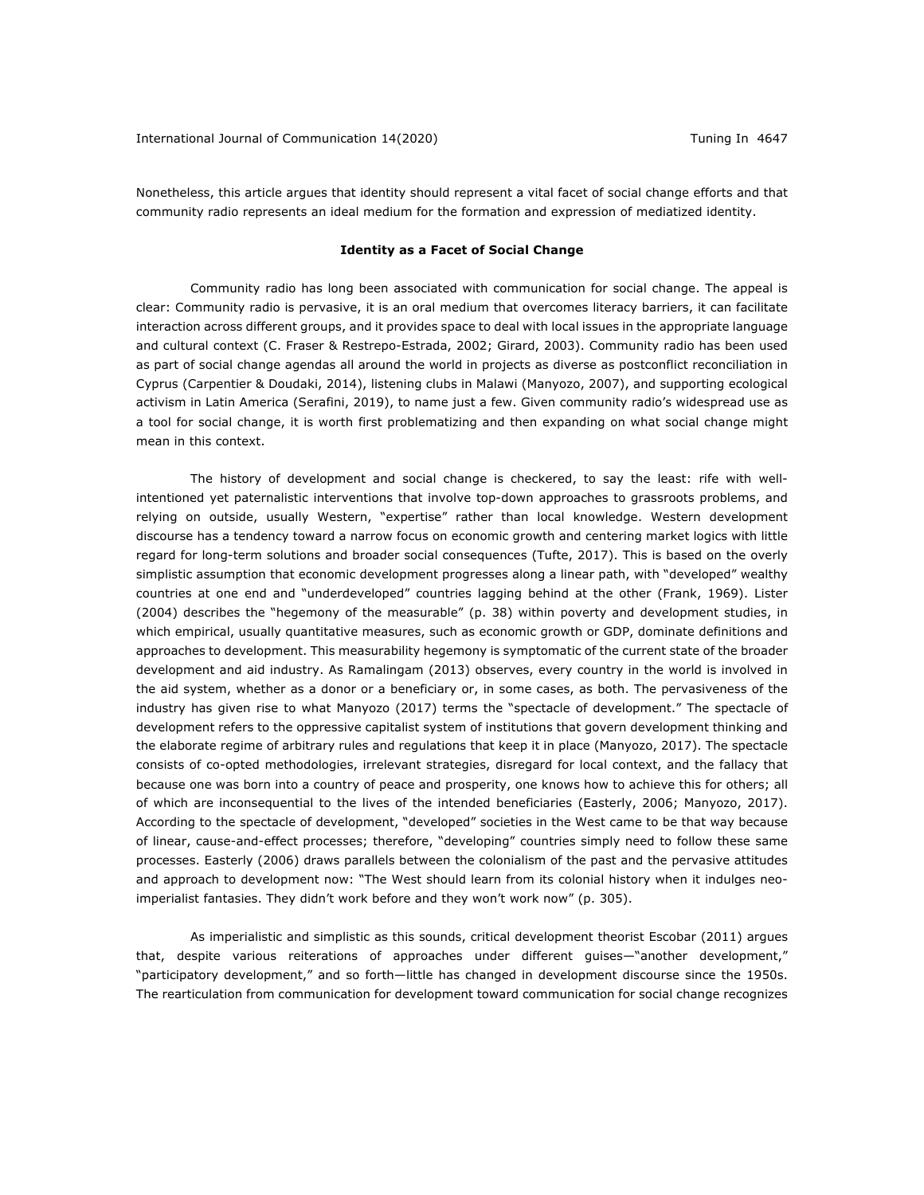Nonetheless, this article argues that identity should represent a vital facet of social change efforts and that community radio represents an ideal medium for the formation and expression of mediatized identity.

## Identity as a Facet of Social Change

Community radio has long been associated with communication for social change. The appeal is clear: Community radio is pervasive, it is an oral medium that overcomes literacy barriers, it can facilitate interaction across different groups, and it provides space to deal with local issues in the appropriate language and cultural context (C. Fraser & Restrepo-Estrada, 2002; Girard, 2003). Community radio has been used as part of social change agendas all around the world in projects as diverse as postconflict reconciliation in Cyprus (Carpentier & Doudaki, 2014), listening clubs in Malawi (Manyozo, 2007), and supporting ecological activism in Latin America (Serafini, 2019), to name just a few. Given community radio's widespread use as a tool for social change, it is worth first problematizing and then expanding on what social change might mean in this context.

The history of development and social change is checkered, to say the least: rife with well-intentioned yet paternalistic interventions that involve top-down approaches to grassroots problems, and relying on outside, usually Western, "expertise" rather than local knowledge. Western development discourse has a tendency toward a narrow focus on economic growth and centering market logics with little regard for long-term solutions and broader social consequences (Tufte, 2017). This is based on the overly simplistic assumption that economic development progresses along a linear path, with "developed" wealthy countries at one end and "underdeveloped" countries lagging behind at the other (Frank, 1969). Lister (2004) describes the "hegemony of the measurable" (p. 38) within poverty and development studies, in which empirical, usually quantitative measures, such as economic growth or GDP, dominate definitions and approaches to development. This measurability hegemony is symptomatic of the current state of the broader development and aid industry. As Ramalingam (2013) observes, every country in the world is involved in the aid system, whether as a donor or a beneficiary or, in some cases, as both. The pervasiveness of the industry has given rise to what Manyozo (2017) terms the "spectacle of development." The spectacle of development refers to the oppressive capitalist system of institutions that govern development thinking and the elaborate regime of arbitrary rules and regulations that keep it in place (Manyozo, 2017). The spectacle consists of co-opted methodologies, irrelevant strategies, disregard for local context, and the fallacy that because one was born into a country of peace and prosperity, one knows how to achieve this for others; all of which are inconsequential to the lives of the intended beneficiaries (Easterly, 2006; Manyozo, 2017). According to the spectacle of development, "developed" societies in the West came to be that way because of linear, cause-and-effect processes; therefore, "developing" countries simply need to follow these same processes. Easterly (2006) draws parallels between the colonialism of the past and the pervasive attitudes and approach to development now: "The West should learn from its colonial history when it indulges neo-imperialist fantasies. They didn't work before and they won't work now" (p. 305).

As imperialistic and simplistic as this sounds, critical development theorist Escobar (2011) argues that, despite various reiterations of approaches under different guises—"another development," "participatory development," and so forth—little has changed in development discourse since the 1950s. The rearticulation from communication for development toward communication for social change recognizes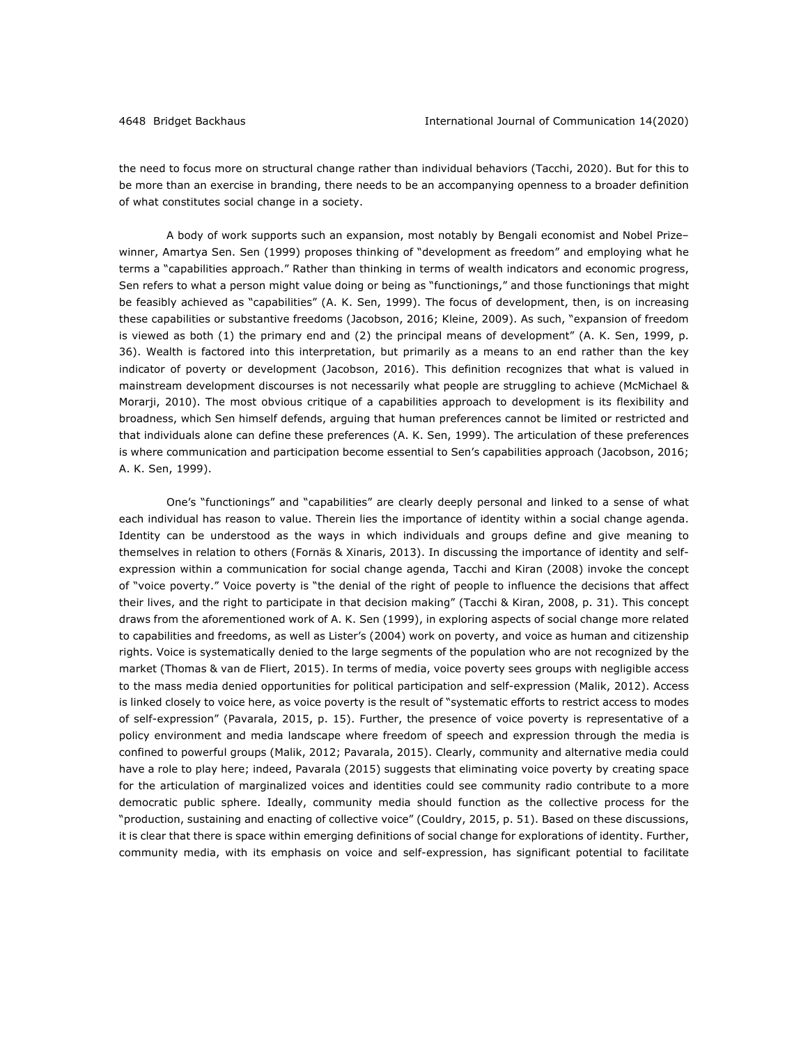the need to focus more on structural change rather than individual behaviors (Tacchi, 2020). But for this to be more than an exercise in branding, there needs to be an accompanying openness to a broader definition of what constitutes social change in a society.

A body of work supports such an expansion, most notably by Bengali economist and Nobel Prize–winner, Amartya Sen. Sen (1999) proposes thinking of "development as freedom" and employing what he terms a "capabilities approach." Rather than thinking in terms of wealth indicators and economic progress, Sen refers to what a person might value doing or being as "functionings," and those functionings that might be feasibly achieved as "capabilities" (A. K. Sen, 1999). The focus of development, then, is on increasing these capabilities or substantive freedoms (Jacobson, 2016; Kleine, 2009). As such, "expansion of freedom is viewed as both (1) the primary end and (2) the principal means of development" (A. K. Sen, 1999, p. 36). Wealth is factored into this interpretation, but primarily as a means to an end rather than the key indicator of poverty or development (Jacobson, 2016). This definition recognizes that what is valued in mainstream development discourses is not necessarily what people are struggling to achieve (McMichael & Morarji, 2010). The most obvious critique of a capabilities approach to development is its flexibility and broadness, which Sen himself defends, arguing that human preferences cannot be limited or restricted and that individuals alone can define these preferences (A. K. Sen, 1999). The articulation of these preferences is where communication and participation become essential to Sen's capabilities approach (Jacobson, 2016; A. K. Sen, 1999).

One's "functionings" and "capabilities" are clearly deeply personal and linked to a sense of what each individual has reason to value. Therein lies the importance of identity within a social change agenda. Identity can be understood as the ways in which individuals and groups define and give meaning to themselves in relation to others (Fornäs & Xinaris, 2013). In discussing the importance of identity and self-expression within a communication for social change agenda, Tacchi and Kiran (2008) invoke the concept of "voice poverty." Voice poverty is "the denial of the right of people to influence the decisions that affect their lives, and the right to participate in that decision making" (Tacchi & Kiran, 2008, p. 31). This concept draws from the aforementioned work of A. K. Sen (1999), in exploring aspects of social change more related to capabilities and freedoms, as well as Lister's (2004) work on poverty, and voice as human and citizenship rights. Voice is systematically denied to the large segments of the population who are not recognized by the market (Thomas & van de Fliert, 2015). In terms of media, voice poverty sees groups with negligible access to the mass media denied opportunities for political participation and self-expression (Malik, 2012). Access is linked closely to voice here, as voice poverty is the result of "systematic efforts to restrict access to modes of self-expression" (Pavarala, 2015, p. 15). Further, the presence of voice poverty is representative of a policy environment and media landscape where freedom of speech and expression through the media is confined to powerful groups (Malik, 2012; Pavarala, 2015). Clearly, community and alternative media could have a role to play here; indeed, Pavarala (2015) suggests that eliminating voice poverty by creating space for the articulation of marginalized voices and identities could see community radio contribute to a more democratic public sphere. Ideally, community media should function as the collective process for the "production, sustaining and enacting of collective voice" (Couldry, 2015, p. 51). Based on these discussions, it is clear that there is space within emerging definitions of social change for explorations of identity. Further, community media, with its emphasis on voice and self-expression, has significant potential to facilitate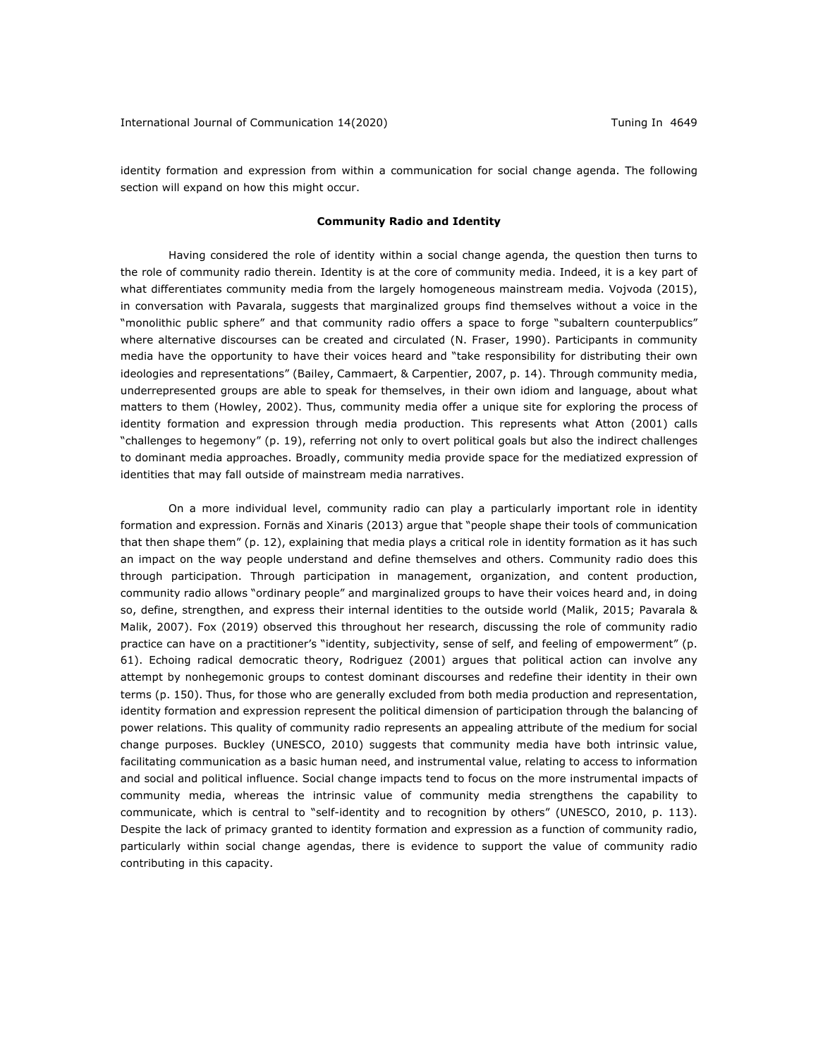identity formation and expression from within a communication for social change agenda. The following section will expand on how this might occur.

## Community Radio and Identity

Having considered the role of identity within a social change agenda, the question then turns to the role of community radio therein. Identity is at the core of community media. Indeed, it is a key part of what differentiates community media from the largely homogeneous mainstream media. Vojvoda (2015), in conversation with Pavarala, suggests that marginalized groups find themselves without a voice in the "monolithic public sphere" and that community radio offers a space to forge "subaltern counterpublics" where alternative discourses can be created and circulated (N. Fraser, 1990). Participants in community media have the opportunity to have their voices heard and "take responsibility for distributing their own ideologies and representations" (Bailey, Cammaert, & Carpentier, 2007, p. 14). Through community media, underrepresented groups are able to speak for themselves, in their own idiom and language, about what matters to them (Howley, 2002). Thus, community media offer a unique site for exploring the process of identity formation and expression through media production. This represents what Atton (2001) calls "challenges to hegemony" (p. 19), referring not only to overt political goals but also the indirect challenges to dominant media approaches. Broadly, community media provide space for the mediatized expression of identities that may fall outside of mainstream media narratives.

On a more individual level, community radio can play a particularly important role in identity formation and expression. Fornäs and Xinaris (2013) argue that "people shape their tools of communication that then shape them" (p. 12), explaining that media plays a critical role in identity formation as it has such an impact on the way people understand and define themselves and others. Community radio does this through participation. Through participation in management, organization, and content production, community radio allows "ordinary people" and marginalized groups to have their voices heard and, in doing so, define, strengthen, and express their internal identities to the outside world (Malik, 2015; Pavarala & Malik, 2007). Fox (2019) observed this throughout her research, discussing the role of community radio practice can have on a practitioner's "identity, subjectivity, sense of self, and feeling of empowerment" (p. 61). Echoing radical democratic theory, Rodriguez (2001) argues that political action can involve any attempt by nonhegemonic groups to contest dominant discourses and redefine their identity in their own terms (p. 150). Thus, for those who are generally excluded from both media production and representation, identity formation and expression represent the political dimension of participation through the balancing of power relations. This quality of community radio represents an appealing attribute of the medium for social change purposes. Buckley (UNESCO, 2010) suggests that community media have both intrinsic value, facilitating communication as a basic human need, and instrumental value, relating to access to information and social and political influence. Social change impacts tend to focus on the more instrumental impacts of community media, whereas the intrinsic value of community media strengthens the capability to communicate, which is central to "self-identity and to recognition by others" (UNESCO, 2010, p. 113). Despite the lack of primacy granted to identity formation and expression as a function of community radio, particularly within social change agendas, there is evidence to support the value of community radio contributing in this capacity.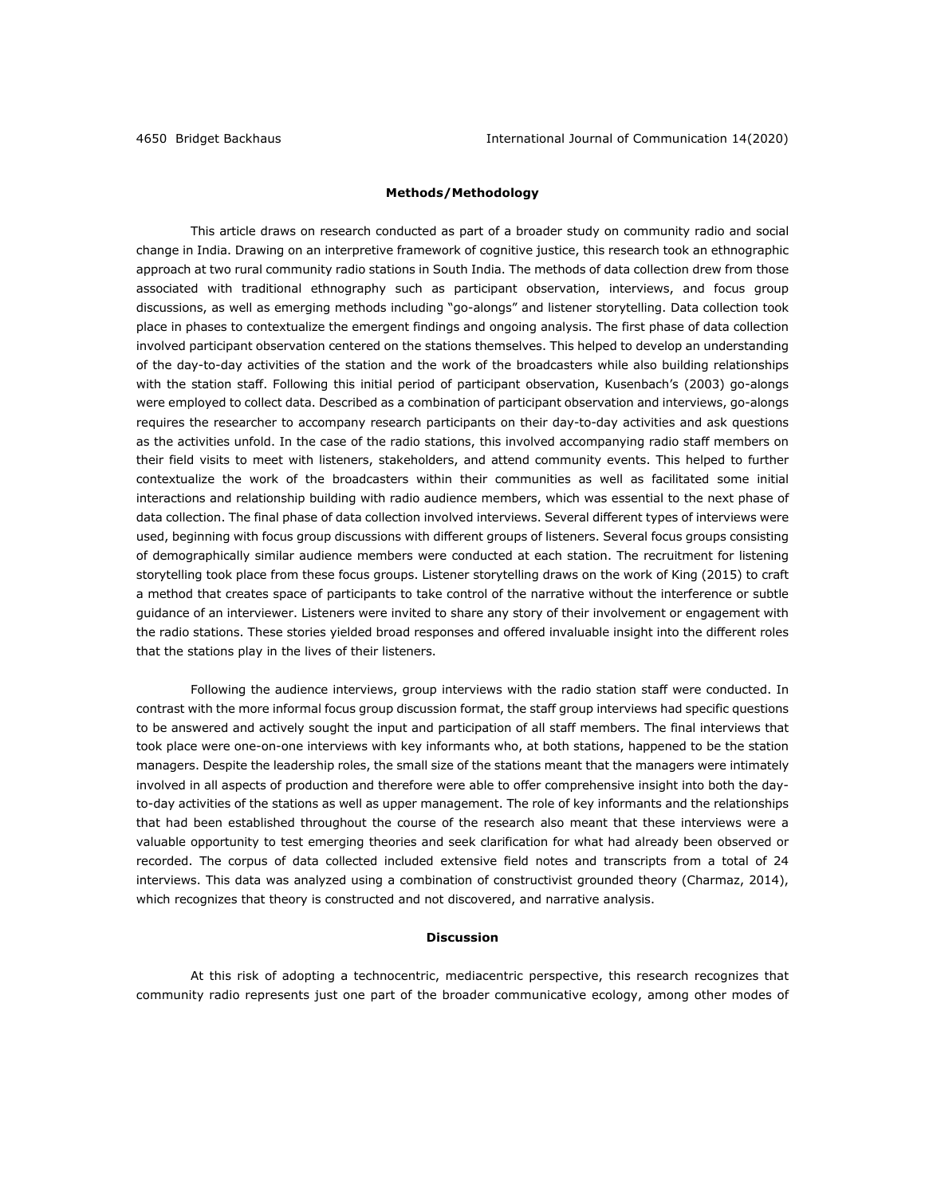## Methods/Methodology

This article draws on research conducted as part of a broader study on community radio and social change in India. Drawing on an interpretive framework of cognitive justice, this research took an ethnographic approach at two rural community radio stations in South India. The methods of data collection drew from those associated with traditional ethnography such as participant observation, interviews, and focus group discussions, as well as emerging methods including "go-alongs" and listener storytelling. Data collection took place in phases to contextualize the emergent findings and ongoing analysis. The first phase of data collection involved participant observation centered on the stations themselves. This helped to develop an understanding of the day-to-day activities of the station and the work of the broadcasters while also building relationships with the station staff. Following this initial period of participant observation, Kusenbach's (2003) go-alongs were employed to collect data. Described as a combination of participant observation and interviews, go-alongs requires the researcher to accompany research participants on their day-to-day activities and ask questions as the activities unfold. In the case of the radio stations, this involved accompanying radio staff members on their field visits to meet with listeners, stakeholders, and attend community events. This helped to further contextualize the work of the broadcasters within their communities as well as facilitated some initial interactions and relationship building with radio audience members, which was essential to the next phase of data collection. The final phase of data collection involved interviews. Several different types of interviews were used, beginning with focus group discussions with different groups of listeners. Several focus groups consisting of demographically similar audience members were conducted at each station. The recruitment for listening storytelling took place from these focus groups. Listener storytelling draws on the work of King (2015) to craft a method that creates space of participants to take control of the narrative without the interference or subtle guidance of an interviewer. Listeners were invited to share any story of their involvement or engagement with the radio stations. These stories yielded broad responses and offered invaluable insight into the different roles that the stations play in the lives of their listeners.

Following the audience interviews, group interviews with the radio station staff were conducted. In contrast with the more informal focus group discussion format, the staff group interviews had specific questions to be answered and actively sought the input and participation of all staff members. The final interviews that took place were one-on-one interviews with key informants who, at both stations, happened to be the station managers. Despite the leadership roles, the small size of the stations meant that the managers were intimately involved in all aspects of production and therefore were able to offer comprehensive insight into both the day-to-day activities of the stations as well as upper management. The role of key informants and the relationships that had been established throughout the course of the research also meant that these interviews were a valuable opportunity to test emerging theories and seek clarification for what had already been observed or recorded. The corpus of data collected included extensive field notes and transcripts from a total of 24 interviews. This data was analyzed using a combination of constructivist grounded theory (Charmaz, 2014), which recognizes that theory is constructed and not discovered, and narrative analysis.

## Discussion

At this risk of adopting a technocentric, mediacentric perspective, this research recognizes that community radio represents just one part of the broader communicative ecology, among other modes of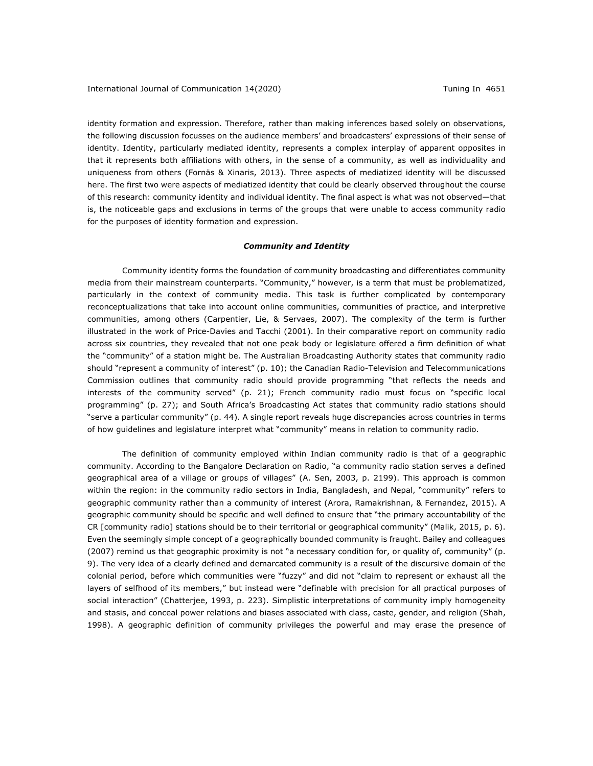identity formation and expression. Therefore, rather than making inferences based solely on observations, the following discussion focusses on the audience members' and broadcasters' expressions of their sense of identity. Identity, particularly mediated identity, represents a complex interplay of apparent opposites in that it represents both affiliations with others, in the sense of a community, as well as individuality and uniqueness from others (Fornäs & Xinaris, 2013). Three aspects of mediatized identity will be discussed here. The first two were aspects of mediatized identity that could be clearly observed throughout the course of this research: community identity and individual identity. The final aspect is what was not observed—that is, the noticeable gaps and exclusions in terms of the groups that were unable to access community radio for the purposes of identity formation and expression.

### *Community and Identity*

Community identity forms the foundation of community broadcasting and differentiates community media from their mainstream counterparts. "Community," however, is a term that must be problematized, particularly in the context of community media. This task is further complicated by contemporary reconceptualizations that take into account online communities, communities of practice, and interpretive communities, among others (Carpentier, Lie, & Servaes, 2007). The complexity of the term is further illustrated in the work of Price-Davies and Tacchi (2001). In their comparative report on community radio across six countries, they revealed that not one peak body or legislature offered a firm definition of what the "community" of a station might be. The Australian Broadcasting Authority states that community radio should "represent a community of interest" (p. 10); the Canadian Radio-Television and Telecommunications Commission outlines that community radio should provide programming "that reflects the needs and interests of the community served" (p. 21); French community radio must focus on "specific local programming" (p. 27); and South Africa's Broadcasting Act states that community radio stations should "serve a particular community" (p. 44). A single report reveals huge discrepancies across countries in terms of how guidelines and legislature interpret what "community" means in relation to community radio.

The definition of community employed within Indian community radio is that of a geographic community. According to the Bangalore Declaration on Radio, "a community radio station serves a defined geographical area of a village or groups of villages" (A. Sen, 2003, p. 2199). This approach is common within the region: in the community radio sectors in India, Bangladesh, and Nepal, "community" refers to geographic community rather than a community of interest (Arora, Ramakrishnan, & Fernandez, 2015). A geographic community should be specific and well defined to ensure that "the primary accountability of the CR [community radio] stations should be to their territorial or geographical community" (Malik, 2015, p. 6). Even the seemingly simple concept of a geographically bounded community is fraught. Bailey and colleagues (2007) remind us that geographic proximity is not "a necessary condition for, or quality of, community" (p. 9). The very idea of a clearly defined and demarcated community is a result of the discursive domain of the colonial period, before which communities were "fuzzy" and did not "claim to represent or exhaust all the layers of selfhood of its members," but instead were "definable with precision for all practical purposes of social interaction" (Chatterjee, 1993, p. 223). Simplistic interpretations of community imply homogeneity and stasis, and conceal power relations and biases associated with class, caste, gender, and religion (Shah, 1998). A geographic definition of community privileges the powerful and may erase the presence of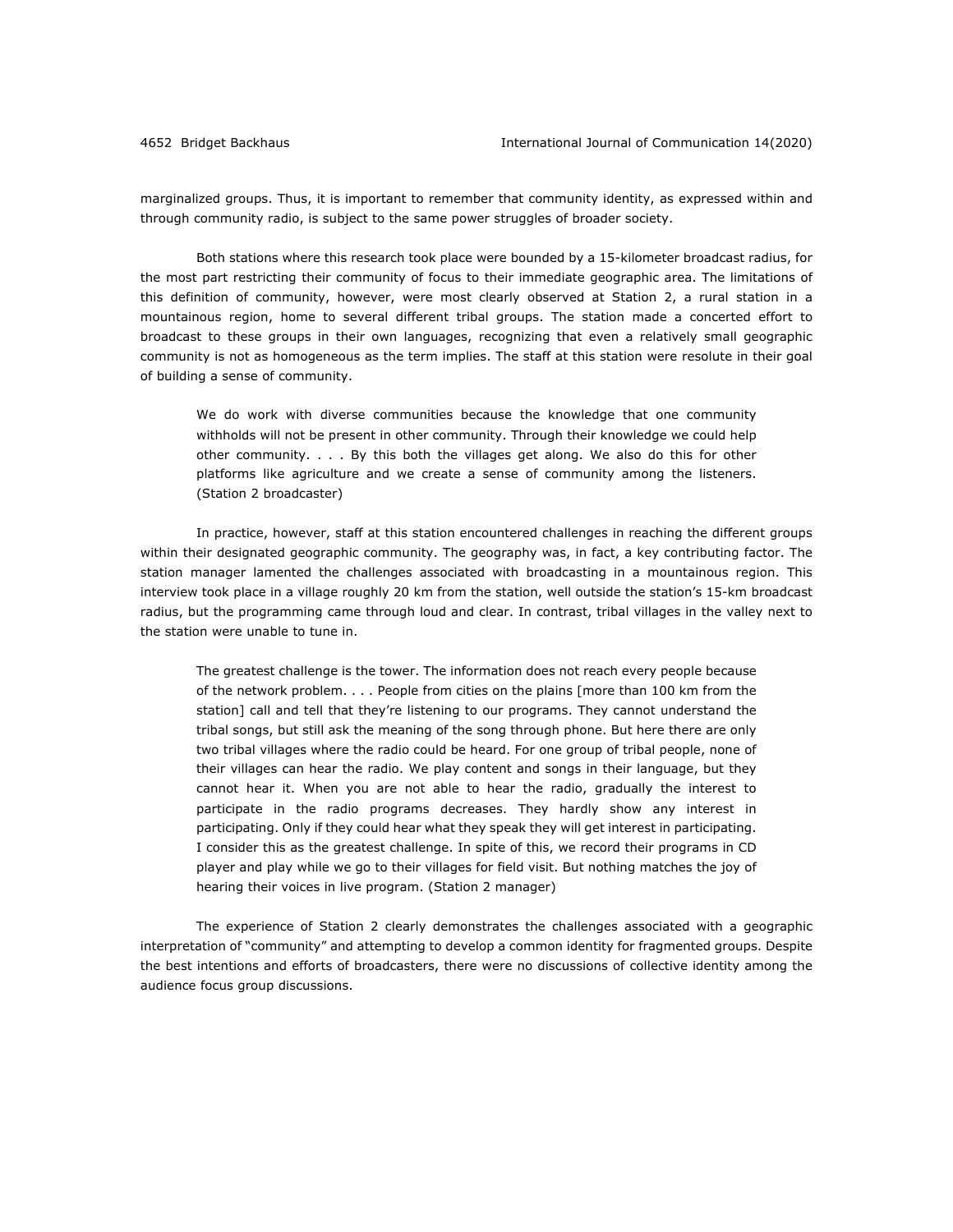marginalized groups. Thus, it is important to remember that community identity, as expressed within and through community radio, is subject to the same power struggles of broader society.

Both stations where this research took place were bounded by a 15-kilometer broadcast radius, for the most part restricting their community of focus to their immediate geographic area. The limitations of this definition of community, however, were most clearly observed at Station 2, a rural station in a mountainous region, home to several different tribal groups. The station made a concerted effort to broadcast to these groups in their own languages, recognizing that even a relatively small geographic community is not as homogeneous as the term implies. The staff at this station were resolute in their goal of building a sense of community.

> We do work with diverse communities because the knowledge that one community withholds will not be present in other community. Through their knowledge we could help other community. . . . By this both the villages get along. We also do this for other platforms like agriculture and we create a sense of community among the listeners. (Station 2 broadcaster)

In practice, however, staff at this station encountered challenges in reaching the different groups within their designated geographic community. The geography was, in fact, a key contributing factor. The station manager lamented the challenges associated with broadcasting in a mountainous region. This interview took place in a village roughly 20 km from the station, well outside the station's 15-km broadcast radius, but the programming came through loud and clear. In contrast, tribal villages in the valley next to the station were unable to tune in.

> The greatest challenge is the tower. The information does not reach every people because of the network problem. . . . People from cities on the plains [more than 100 km from the station] call and tell that they're listening to our programs. They cannot understand the tribal songs, but still ask the meaning of the song through phone. But here there are only two tribal villages where the radio could be heard. For one group of tribal people, none of their villages can hear the radio. We play content and songs in their language, but they cannot hear it. When you are not able to hear the radio, gradually the interest to participate in the radio programs decreases. They hardly show any interest in participating. Only if they could hear what they speak they will get interest in participating. I consider this as the greatest challenge. In spite of this, we record their programs in CD player and play while we go to their villages for field visit. But nothing matches the joy of hearing their voices in live program. (Station 2 manager)

The experience of Station 2 clearly demonstrates the challenges associated with a geographic interpretation of "community" and attempting to develop a common identity for fragmented groups. Despite the best intentions and efforts of broadcasters, there were no discussions of collective identity among the audience focus group discussions.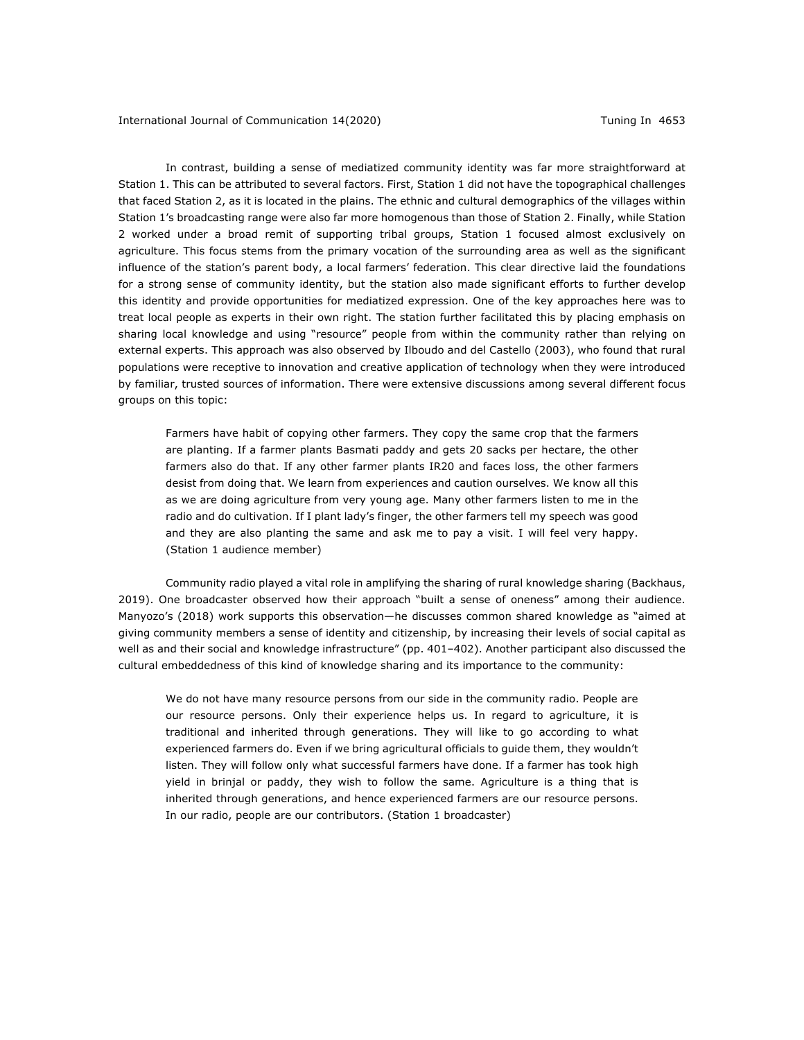In contrast, building a sense of mediatized community identity was far more straightforward at Station 1. This can be attributed to several factors. First, Station 1 did not have the topographical challenges that faced Station 2, as it is located in the plains. The ethnic and cultural demographics of the villages within Station 1's broadcasting range were also far more homogenous than those of Station 2. Finally, while Station 2 worked under a broad remit of supporting tribal groups, Station 1 focused almost exclusively on agriculture. This focus stems from the primary vocation of the surrounding area as well as the significant influence of the station's parent body, a local farmers' federation. This clear directive laid the foundations for a strong sense of community identity, but the station also made significant efforts to further develop this identity and provide opportunities for mediatized expression. One of the key approaches here was to treat local people as experts in their own right. The station further facilitated this by placing emphasis on sharing local knowledge and using "resource" people from within the community rather than relying on external experts. This approach was also observed by Ilboudo and del Castello (2003), who found that rural populations were receptive to innovation and creative application of technology when they were introduced by familiar, trusted sources of information. There were extensive discussions among several different focus groups on this topic:

> Farmers have habit of copying other farmers. They copy the same crop that the farmers are planting. If a farmer plants Basmati paddy and gets 20 sacks per hectare, the other farmers also do that. If any other farmer plants IR20 and faces loss, the other farmers desist from doing that. We learn from experiences and caution ourselves. We know all this as we are doing agriculture from very young age. Many other farmers listen to me in the radio and do cultivation. If I plant lady's finger, the other farmers tell my speech was good and they are also planting the same and ask me to pay a visit. I will feel very happy. (Station 1 audience member)

Community radio played a vital role in amplifying the sharing of rural knowledge sharing (Backhaus, 2019). One broadcaster observed how their approach "built a sense of oneness" among their audience. Manyozo's (2018) work supports this observation—he discusses common shared knowledge as "aimed at giving community members a sense of identity and citizenship, by increasing their levels of social capital as well as and their social and knowledge infrastructure" (pp. 401–402). Another participant also discussed the cultural embeddedness of this kind of knowledge sharing and its importance to the community:

> We do not have many resource persons from our side in the community radio. People are our resource persons. Only their experience helps us. In regard to agriculture, it is traditional and inherited through generations. They will like to go according to what experienced farmers do. Even if we bring agricultural officials to guide them, they wouldn't listen. They will follow only what successful farmers have done. If a farmer has took high yield in brinjal or paddy, they wish to follow the same. Agriculture is a thing that is inherited through generations, and hence experienced farmers are our resource persons. In our radio, people are our contributors. (Station 1 broadcaster)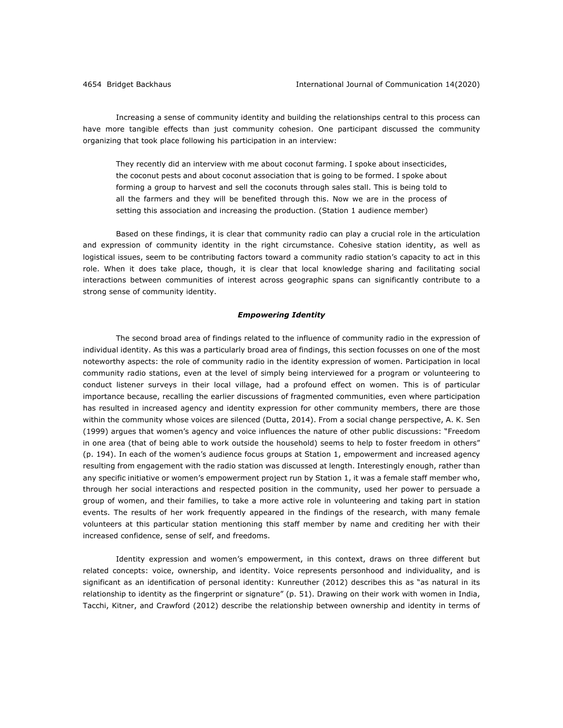Increasing a sense of community identity and building the relationships central to this process can have more tangible effects than just community cohesion. One participant discussed the community organizing that took place following his participation in an interview:

> They recently did an interview with me about coconut farming. I spoke about insecticides, the coconut pests and about coconut association that is going to be formed. I spoke about forming a group to harvest and sell the coconuts through sales stall. This is being told to all the farmers and they will be benefited through this. Now we are in the process of setting this association and increasing the production. (Station 1 audience member)

Based on these findings, it is clear that community radio can play a crucial role in the articulation and expression of community identity in the right circumstance. Cohesive station identity, as well as logistical issues, seem to be contributing factors toward a community radio station's capacity to act in this role. When it does take place, though, it is clear that local knowledge sharing and facilitating social interactions between communities of interest across geographic spans can significantly contribute to a strong sense of community identity.

### *Empowering Identity*

The second broad area of findings related to the influence of community radio in the expression of individual identity. As this was a particularly broad area of findings, this section focusses on one of the most noteworthy aspects: the role of community radio in the identity expression of women. Participation in local community radio stations, even at the level of simply being interviewed for a program or volunteering to conduct listener surveys in their local village, had a profound effect on women. This is of particular importance because, recalling the earlier discussions of fragmented communities, even where participation has resulted in increased agency and identity expression for other community members, there are those within the community whose voices are silenced (Dutta, 2014). From a social change perspective, A. K. Sen (1999) argues that women's agency and voice influences the nature of other public discussions: "Freedom in one area (that of being able to work outside the household) seems to help to foster freedom in others" (p. 194). In each of the women's audience focus groups at Station 1, empowerment and increased agency resulting from engagement with the radio station was discussed at length. Interestingly enough, rather than any specific initiative or women's empowerment project run by Station 1, it was a female staff member who, through her social interactions and respected position in the community, used her power to persuade a group of women, and their families, to take a more active role in volunteering and taking part in station events. The results of her work frequently appeared in the findings of the research, with many female volunteers at this particular station mentioning this staff member by name and crediting her with their increased confidence, sense of self, and freedoms.

Identity expression and women's empowerment, in this context, draws on three different but related concepts: voice, ownership, and identity. Voice represents personhood and individuality, and is significant as an identification of personal identity: Kunreuther (2012) describes this as "as natural in its relationship to identity as the fingerprint or signature" (p. 51). Drawing on their work with women in India, Tacchi, Kitner, and Crawford (2012) describe the relationship between ownership and identity in terms of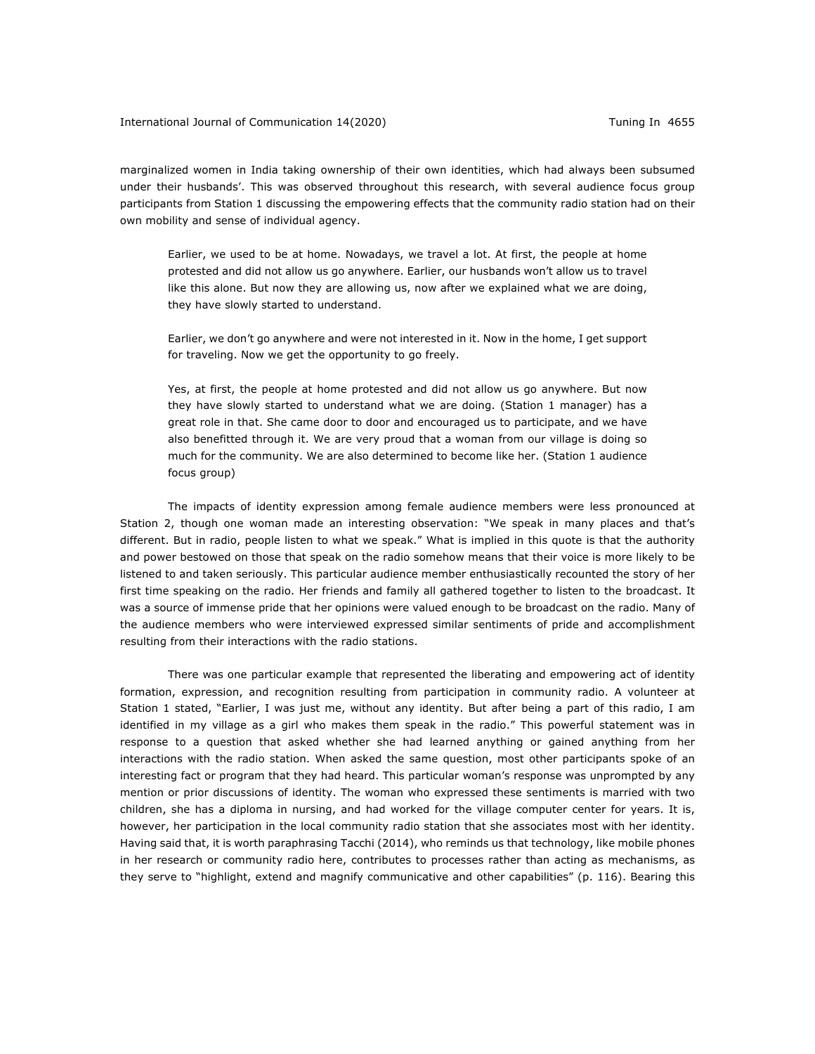marginalized women in India taking ownership of their own identities, which had always been subsumed under their husbands'. This was observed throughout this research, with several audience focus group participants from Station 1 discussing the empowering effects that the community radio station had on their own mobility and sense of individual agency.

> Earlier, we used to be at home. Nowadays, we travel a lot. At first, the people at home protested and did not allow us go anywhere. Earlier, our husbands won't allow us to travel like this alone. But now they are allowing us, now after we explained what we are doing, they have slowly started to understand.
>
> Earlier, we don't go anywhere and were not interested in it. Now in the home, I get support for traveling. Now we get the opportunity to go freely.
>
> Yes, at first, the people at home protested and did not allow us go anywhere. But now they have slowly started to understand what we are doing. (Station 1 manager) has a great role in that. She came door to door and encouraged us to participate, and we have also benefitted through it. We are very proud that a woman from our village is doing so much for the community. We are also determined to become like her. (Station 1 audience focus group)

The impacts of identity expression among female audience members were less pronounced at Station 2, though one woman made an interesting observation: "We speak in many places and that's different. But in radio, people listen to what we speak." What is implied in this quote is that the authority and power bestowed on those that speak on the radio somehow means that their voice is more likely to be listened to and taken seriously. This particular audience member enthusiastically recounted the story of her first time speaking on the radio. Her friends and family all gathered together to listen to the broadcast. It was a source of immense pride that her opinions were valued enough to be broadcast on the radio. Many of the audience members who were interviewed expressed similar sentiments of pride and accomplishment resulting from their interactions with the radio stations.

There was one particular example that represented the liberating and empowering act of identity formation, expression, and recognition resulting from participation in community radio. A volunteer at Station 1 stated, "Earlier, I was just me, without any identity. But after being a part of this radio, I am identified in my village as a girl who makes them speak in the radio." This powerful statement was in response to a question that asked whether she had learned anything or gained anything from her interactions with the radio station. When asked the same question, most other participants spoke of an interesting fact or program that they had heard. This particular woman's response was unprompted by any mention or prior discussions of identity. The woman who expressed these sentiments is married with two children, she has a diploma in nursing, and had worked for the village computer center for years. It is, however, her participation in the local community radio station that she associates most with her identity. Having said that, it is worth paraphrasing Tacchi (2014), who reminds us that technology, like mobile phones in her research or community radio here, contributes to processes rather than acting as mechanisms, as they serve to "highlight, extend and magnify communicative and other capabilities" (p. 116). Bearing this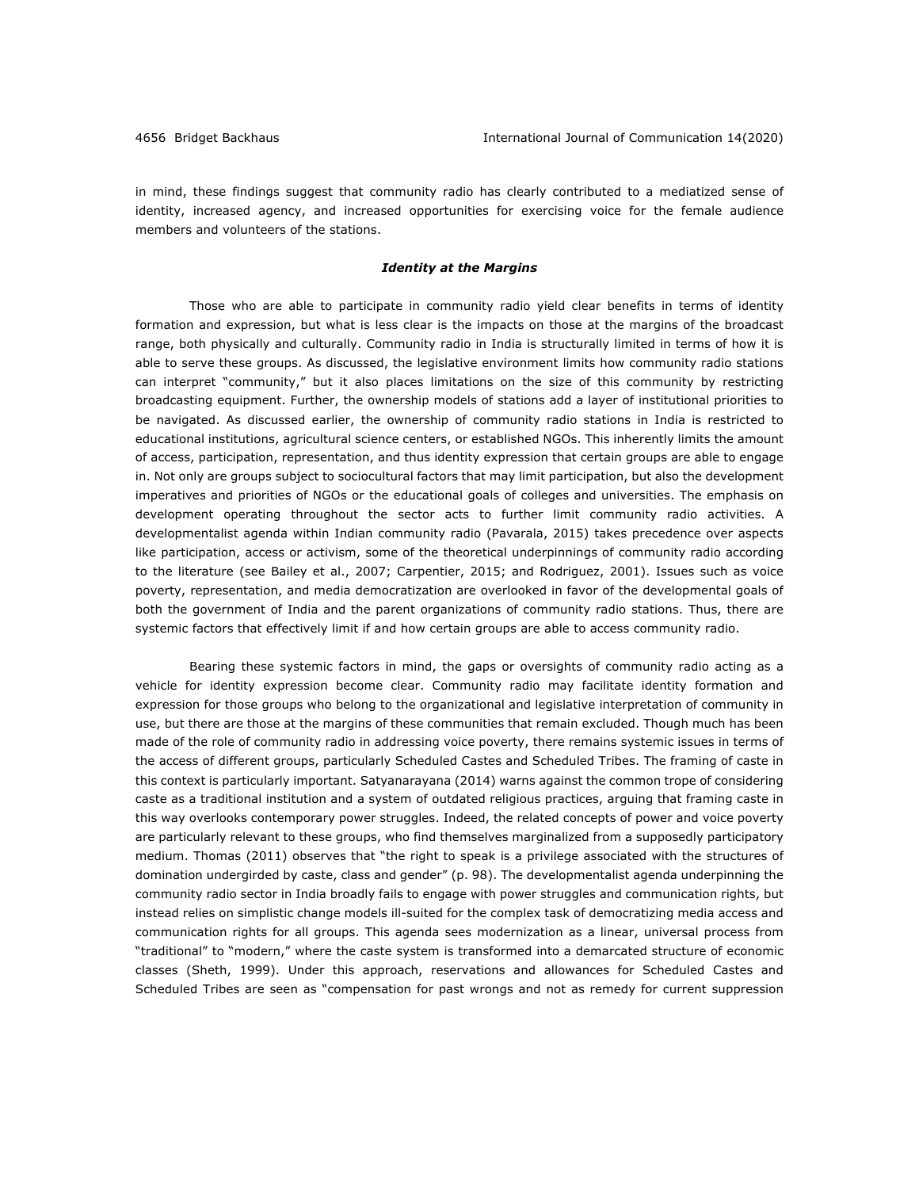in mind, these findings suggest that community radio has clearly contributed to a mediatized sense of identity, increased agency, and increased opportunities for exercising voice for the female audience members and volunteers of the stations.

### *Identity at the Margins*

Those who are able to participate in community radio yield clear benefits in terms of identity formation and expression, but what is less clear is the impacts on those at the margins of the broadcast range, both physically and culturally. Community radio in India is structurally limited in terms of how it is able to serve these groups. As discussed, the legislative environment limits how community radio stations can interpret "community," but it also places limitations on the size of this community by restricting broadcasting equipment. Further, the ownership models of stations add a layer of institutional priorities to be navigated. As discussed earlier, the ownership of community radio stations in India is restricted to educational institutions, agricultural science centers, or established NGOs. This inherently limits the amount of access, participation, representation, and thus identity expression that certain groups are able to engage in. Not only are groups subject to sociocultural factors that may limit participation, but also the development imperatives and priorities of NGOs or the educational goals of colleges and universities. The emphasis on development operating throughout the sector acts to further limit community radio activities. A developmentalist agenda within Indian community radio (Pavarala, 2015) takes precedence over aspects like participation, access or activism, some of the theoretical underpinnings of community radio according to the literature (see Bailey et al., 2007; Carpentier, 2015; and Rodriguez, 2001). Issues such as voice poverty, representation, and media democratization are overlooked in favor of the developmental goals of both the government of India and the parent organizations of community radio stations. Thus, there are systemic factors that effectively limit if and how certain groups are able to access community radio.

Bearing these systemic factors in mind, the gaps or oversights of community radio acting as a vehicle for identity expression become clear. Community radio may facilitate identity formation and expression for those groups who belong to the organizational and legislative interpretation of community in use, but there are those at the margins of these communities that remain excluded. Though much has been made of the role of community radio in addressing voice poverty, there remains systemic issues in terms of the access of different groups, particularly Scheduled Castes and Scheduled Tribes. The framing of caste in this context is particularly important. Satyanarayana (2014) warns against the common trope of considering caste as a traditional institution and a system of outdated religious practices, arguing that framing caste in this way overlooks contemporary power struggles. Indeed, the related concepts of power and voice poverty are particularly relevant to these groups, who find themselves marginalized from a supposedly participatory medium. Thomas (2011) observes that "the right to speak is a privilege associated with the structures of domination undergirded by caste, class and gender" (p. 98). The developmentalist agenda underpinning the community radio sector in India broadly fails to engage with power struggles and communication rights, but instead relies on simplistic change models ill-suited for the complex task of democratizing media access and communication rights for all groups. This agenda sees modernization as a linear, universal process from "traditional" to "modern," where the caste system is transformed into a demarcated structure of economic classes (Sheth, 1999). Under this approach, reservations and allowances for Scheduled Castes and Scheduled Tribes are seen as "compensation for past wrongs and not as remedy for current suppression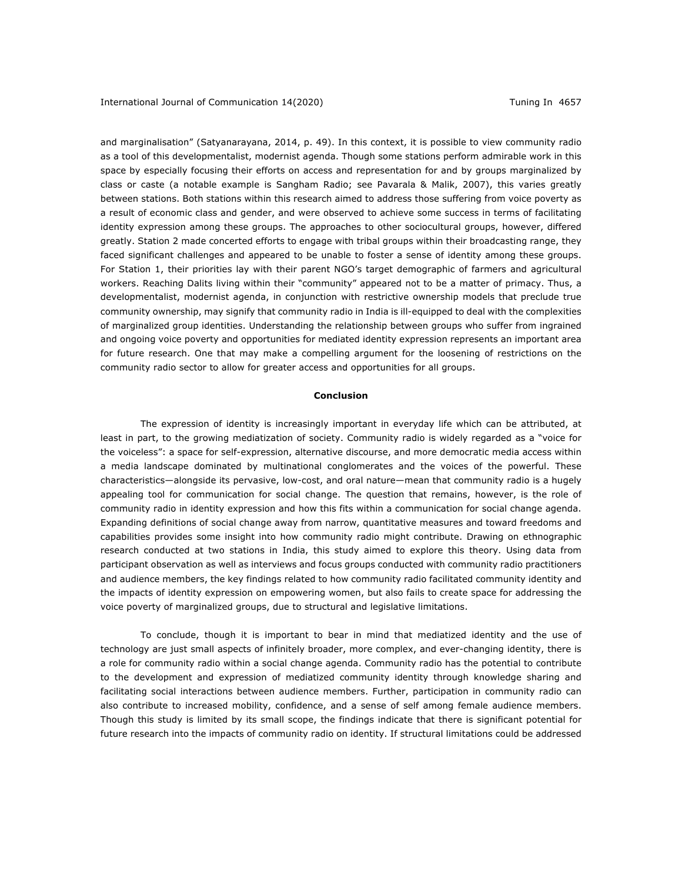and marginalisation" (Satyanarayana, 2014, p. 49). In this context, it is possible to view community radio as a tool of this developmentalist, modernist agenda. Though some stations perform admirable work in this space by especially focusing their efforts on access and representation for and by groups marginalized by class or caste (a notable example is Sangham Radio; see Pavarala & Malik, 2007), this varies greatly between stations. Both stations within this research aimed to address those suffering from voice poverty as a result of economic class and gender, and were observed to achieve some success in terms of facilitating identity expression among these groups. The approaches to other sociocultural groups, however, differed greatly. Station 2 made concerted efforts to engage with tribal groups within their broadcasting range, they faced significant challenges and appeared to be unable to foster a sense of identity among these groups. For Station 1, their priorities lay with their parent NGO's target demographic of farmers and agricultural workers. Reaching Dalits living within their "community" appeared not to be a matter of primacy. Thus, a developmentalist, modernist agenda, in conjunction with restrictive ownership models that preclude true community ownership, may signify that community radio in India is ill-equipped to deal with the complexities of marginalized group identities. Understanding the relationship between groups who suffer from ingrained and ongoing voice poverty and opportunities for mediated identity expression represents an important area for future research. One that may make a compelling argument for the loosening of restrictions on the community radio sector to allow for greater access and opportunities for all groups.

## Conclusion

The expression of identity is increasingly important in everyday life which can be attributed, at least in part, to the growing mediatization of society. Community radio is widely regarded as a "voice for the voiceless": a space for self-expression, alternative discourse, and more democratic media access within a media landscape dominated by multinational conglomerates and the voices of the powerful. These characteristics—alongside its pervasive, low-cost, and oral nature—mean that community radio is a hugely appealing tool for communication for social change. The question that remains, however, is the role of community radio in identity expression and how this fits within a communication for social change agenda. Expanding definitions of social change away from narrow, quantitative measures and toward freedoms and capabilities provides some insight into how community radio might contribute. Drawing on ethnographic research conducted at two stations in India, this study aimed to explore this theory. Using data from participant observation as well as interviews and focus groups conducted with community radio practitioners and audience members, the key findings related to how community radio facilitated community identity and the impacts of identity expression on empowering women, but also fails to create space for addressing the voice poverty of marginalized groups, due to structural and legislative limitations.

To conclude, though it is important to bear in mind that mediatized identity and the use of technology are just small aspects of infinitely broader, more complex, and ever-changing identity, there is a role for community radio within a social change agenda. Community radio has the potential to contribute to the development and expression of mediatized community identity through knowledge sharing and facilitating social interactions between audience members. Further, participation in community radio can also contribute to increased mobility, confidence, and a sense of self among female audience members. Though this study is limited by its small scope, the findings indicate that there is significant potential for future research into the impacts of community radio on identity. If structural limitations could be addressed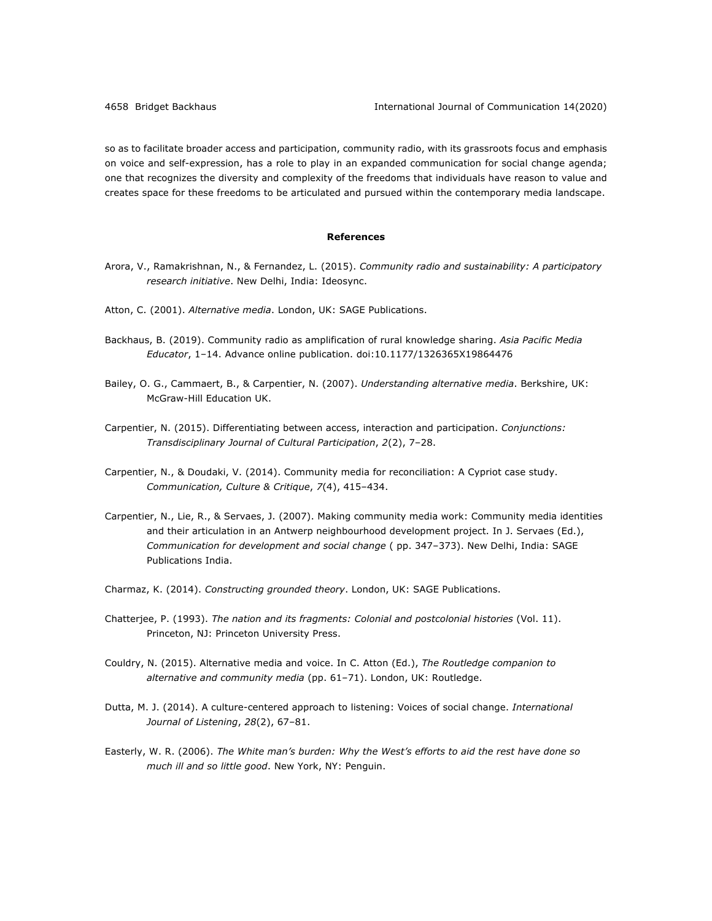so as to facilitate broader access and participation, community radio, with its grassroots focus and emphasis on voice and self-expression, has a role to play in an expanded communication for social change agenda; one that recognizes the diversity and complexity of the freedoms that individuals have reason to value and creates space for these freedoms to be articulated and pursued within the contemporary media landscape.

## References

Arora, V., Ramakrishnan, N., & Fernandez, L. (2015). *Community radio and sustainability: A participatory research initiative*. New Delhi, India: Ideosync.

Atton, C. (2001). *Alternative media*. London, UK: SAGE Publications.

Backhaus, B. (2019). Community radio as amplification of rural knowledge sharing. *Asia Pacific Media Educator*, 1–14. Advance online publication. doi:10.1177/1326365X19864476

Bailey, O. G., Cammaert, B., & Carpentier, N. (2007). *Understanding alternative media*. Berkshire, UK: McGraw-Hill Education UK.

Carpentier, N. (2015). Differentiating between access, interaction and participation. *Conjunctions: Transdisciplinary Journal of Cultural Participation*, *2*(2), 7–28.

Carpentier, N., & Doudaki, V. (2014). Community media for reconciliation: A Cypriot case study. *Communication, Culture & Critique*, *7*(4), 415–434.

Carpentier, N., Lie, R., & Servaes, J. (2007). Making community media work: Community media identities and their articulation in an Antwerp neighbourhood development project. In J. Servaes (Ed.), *Communication for development and social change* ( pp. 347–373). New Delhi, India: SAGE Publications India.

Charmaz, K. (2014). *Constructing grounded theory*. London, UK: SAGE Publications.

Chatterjee, P. (1993). *The nation and its fragments: Colonial and postcolonial histories* (Vol. 11). Princeton, NJ: Princeton University Press.

Couldry, N. (2015). Alternative media and voice. In C. Atton (Ed.), *The Routledge companion to alternative and community media* (pp. 61–71). London, UK: Routledge.

Dutta, M. J. (2014). A culture-centered approach to listening: Voices of social change. *International Journal of Listening*, *28*(2), 67–81.

Easterly, W. R. (2006). *The White man's burden: Why the West's efforts to aid the rest have done so much ill and so little good*. New York, NY: Penguin.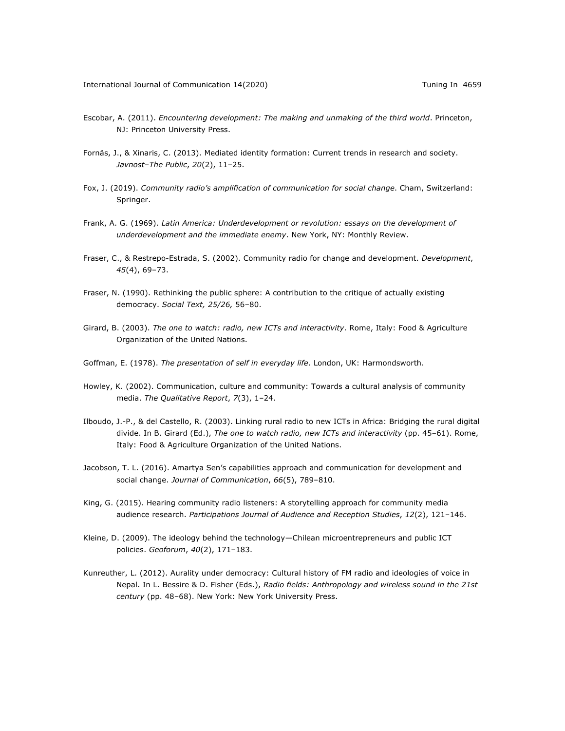Escobar, A. (2011). *Encountering development: The making and unmaking of the third world*. Princeton, NJ: Princeton University Press.

Fornäs, J., & Xinaris, C. (2013). Mediated identity formation: Current trends in research and society. *Javnost–The Public*, *20*(2), 11–25.

Fox, J. (2019). *Community radio's amplification of communication for social change*. Cham, Switzerland: Springer.

Frank, A. G. (1969). *Latin America: Underdevelopment or revolution: essays on the development of underdevelopment and the immediate enemy*. New York, NY: Monthly Review.

Fraser, C., & Restrepo-Estrada, S. (2002). Community radio for change and development. *Development*, *45*(4), 69–73.

Fraser, N. (1990). Rethinking the public sphere: A contribution to the critique of actually existing democracy. *Social Text, 25/26,* 56–80.

Girard, B. (2003). *The one to watch: radio, new ICTs and interactivity*. Rome, Italy: Food & Agriculture Organization of the United Nations.

Goffman, E. (1978). *The presentation of self in everyday life*. London, UK: Harmondsworth.

Howley, K. (2002). Communication, culture and community: Towards a cultural analysis of community media. *The Qualitative Report*, *7*(3), 1–24.

Ilboudo, J.-P., & del Castello, R. (2003). Linking rural radio to new ICTs in Africa: Bridging the rural digital divide. In B. Girard (Ed.), *The one to watch radio, new ICTs and interactivity* (pp. 45–61). Rome, Italy: Food & Agriculture Organization of the United Nations.

Jacobson, T. L. (2016). Amartya Sen's capabilities approach and communication for development and social change. *Journal of Communication*, *66*(5), 789–810.

King, G. (2015). Hearing community radio listeners: A storytelling approach for community media audience research. *Participations Journal of Audience and Reception Studies*, *12*(2), 121–146.

Kleine, D. (2009). The ideology behind the technology—Chilean microentrepreneurs and public ICT policies. *Geoforum*, *40*(2), 171–183.

Kunreuther, L. (2012). Aurality under democracy: Cultural history of FM radio and ideologies of voice in Nepal. In L. Bessire & D. Fisher (Eds.), *Radio fields: Anthropology and wireless sound in the 21st century* (pp. 48–68). New York: New York University Press.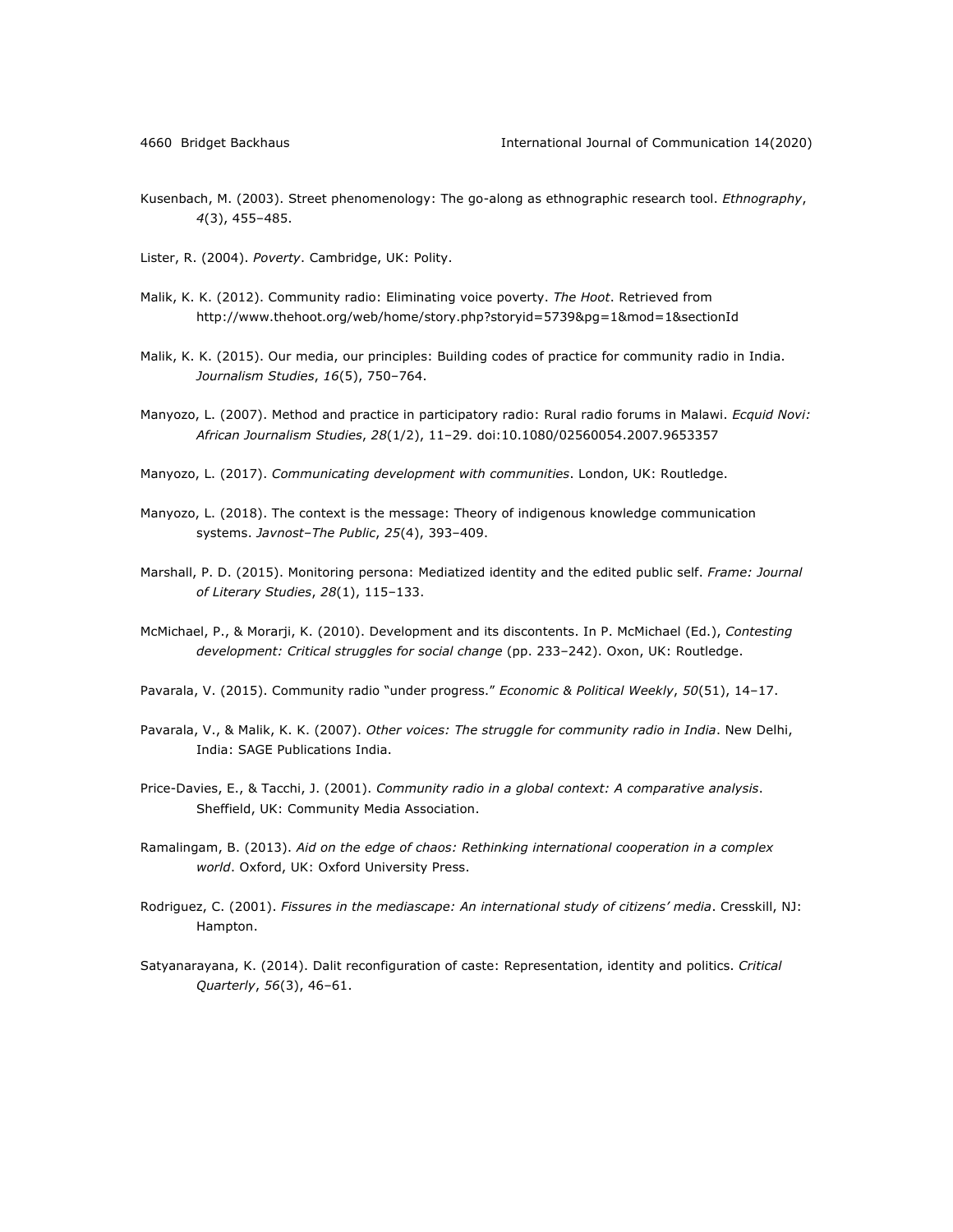Kusenbach, M. (2003). Street phenomenology: The go-along as ethnographic research tool. *Ethnography*, *4*(3), 455–485.

Lister, R. (2004). *Poverty*. Cambridge, UK: Polity.

Malik, K. K. (2012). Community radio: Eliminating voice poverty. *The Hoot*. Retrieved from http://www.thehoot.org/web/home/story.php?storyid=5739&pg=1&mod=1&sectionId

Malik, K. K. (2015). Our media, our principles: Building codes of practice for community radio in India. *Journalism Studies*, *16*(5), 750–764.

Manyozo, L. (2007). Method and practice in participatory radio: Rural radio forums in Malawi. *Ecquid Novi: African Journalism Studies*, *28*(1/2), 11–29. doi:10.1080/02560054.2007.9653357

Manyozo, L. (2017). *Communicating development with communities*. London, UK: Routledge.

Manyozo, L. (2018). The context is the message: Theory of indigenous knowledge communication systems. *Javnost–The Public*, *25*(4), 393–409.

Marshall, P. D. (2015). Monitoring persona: Mediatized identity and the edited public self. *Frame: Journal of Literary Studies*, *28*(1), 115–133.

McMichael, P., & Morarji, K. (2010). Development and its discontents. In P. McMichael (Ed.), *Contesting development: Critical struggles for social change* (pp. 233–242). Oxon, UK: Routledge.

Pavarala, V. (2015). Community radio "under progress." *Economic & Political Weekly*, *50*(51), 14–17.

Pavarala, V., & Malik, K. K. (2007). *Other voices: The struggle for community radio in India*. New Delhi, India: SAGE Publications India.

Price-Davies, E., & Tacchi, J. (2001). *Community radio in a global context: A comparative analysis*. Sheffield, UK: Community Media Association.

Ramalingam, B. (2013). *Aid on the edge of chaos: Rethinking international cooperation in a complex world*. Oxford, UK: Oxford University Press.

Rodriguez, C. (2001). *Fissures in the mediascape: An international study of citizens' media*. Cresskill, NJ: Hampton.

Satyanarayana, K. (2014). Dalit reconfiguration of caste: Representation, identity and politics. *Critical Quarterly*, *56*(3), 46–61.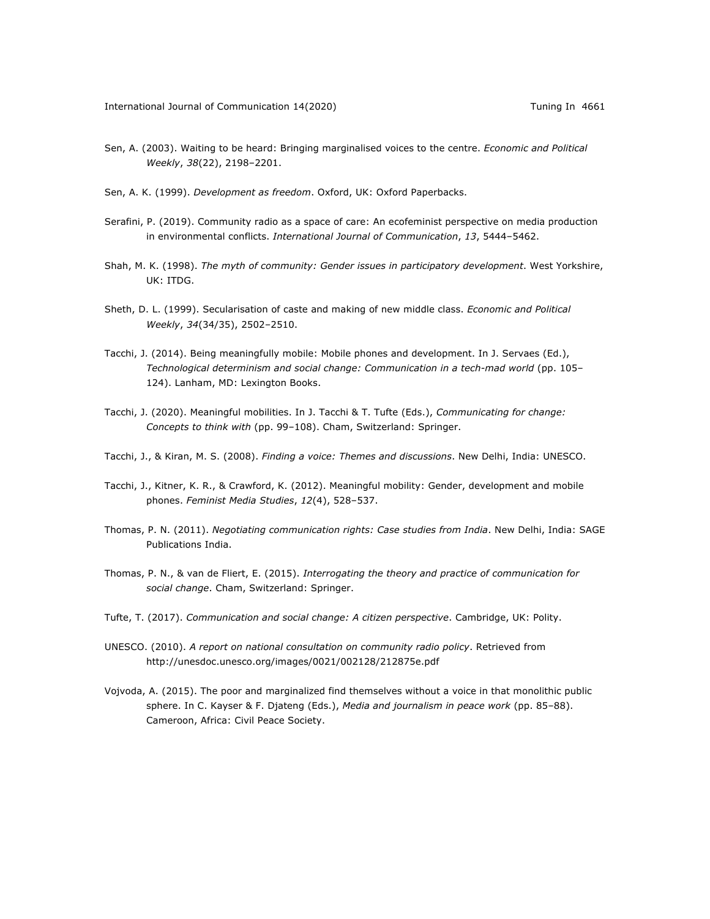Sen, A. (2003). Waiting to be heard: Bringing marginalised voices to the centre. *Economic and Political Weekly*, *38*(22), 2198–2201.

Sen, A. K. (1999). *Development as freedom*. Oxford, UK: Oxford Paperbacks.

Serafini, P. (2019). Community radio as a space of care: An ecofeminist perspective on media production in environmental conflicts. *International Journal of Communication*, *13*, 5444–5462.

Shah, M. K. (1998). *The myth of community: Gender issues in participatory development*. West Yorkshire, UK: ITDG.

Sheth, D. L. (1999). Secularisation of caste and making of new middle class. *Economic and Political Weekly*, *34*(34/35), 2502–2510.

Tacchi, J. (2014). Being meaningfully mobile: Mobile phones and development. In J. Servaes (Ed.), *Technological determinism and social change: Communication in a tech-mad world* (pp. 105–124). Lanham, MD: Lexington Books.

Tacchi, J. (2020). Meaningful mobilities. In J. Tacchi & T. Tufte (Eds.), *Communicating for change: Concepts to think with* (pp. 99–108). Cham, Switzerland: Springer.

Tacchi, J., & Kiran, M. S. (2008). *Finding a voice: Themes and discussions*. New Delhi, India: UNESCO.

Tacchi, J., Kitner, K. R., & Crawford, K. (2012). Meaningful mobility: Gender, development and mobile phones. *Feminist Media Studies*, *12*(4), 528–537.

Thomas, P. N. (2011). *Negotiating communication rights: Case studies from India*. New Delhi, India: SAGE Publications India.

Thomas, P. N., & van de Fliert, E. (2015). *Interrogating the theory and practice of communication for social change*. Cham, Switzerland: Springer.

Tufte, T. (2017). *Communication and social change: A citizen perspective*. Cambridge, UK: Polity.

UNESCO. (2010). *A report on national consultation on community radio policy*. Retrieved from http://unesdoc.unesco.org/images/0021/002128/212875e.pdf

Vojvoda, A. (2015). The poor and marginalized find themselves without a voice in that monolithic public sphere. In C. Kayser & F. Djateng (Eds.), *Media and journalism in peace work* (pp. 85–88). Cameroon, Africa: Civil Peace Society.